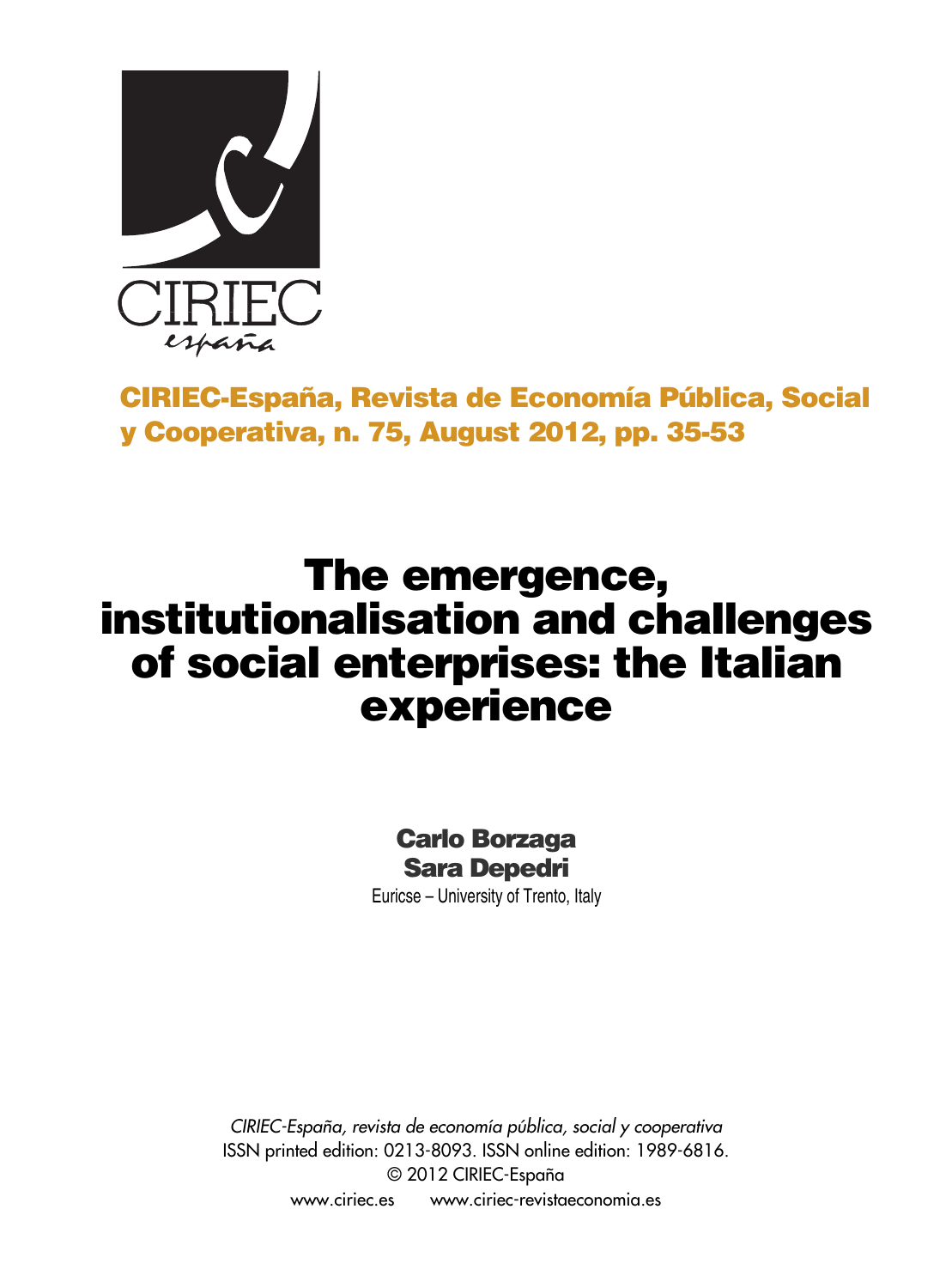CIRIEC
españa

**CIRIEC-España, Revista de Economía Pública, Social y Cooperativa, n. 75, August 2012, pp. 35-53**

# The emergence, institutionalisation and challenges of social enterprises: the Italian experience

**Carlo Borzaga**
**Sara Depedri**
Euricse – University of Trento, Italy

*CIRIEC-España, revista de economía pública, social y cooperativa*
ISSN printed edition: 0213-8093. ISSN online edition: 1989-6816.
© 2012 CIRIEC-España
www.ciriec.es www.ciriec-revistaeconomia.es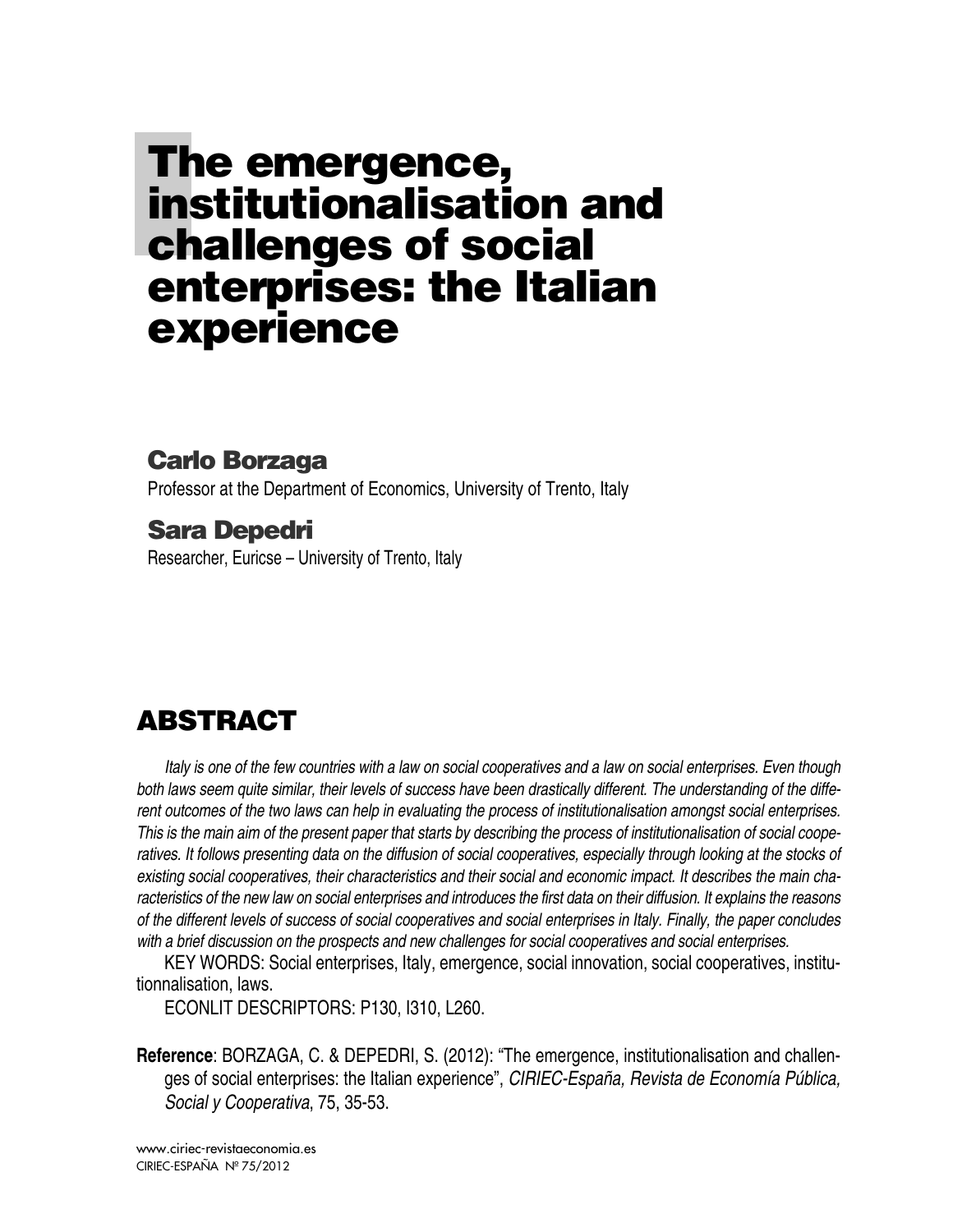# The emergence, institutionalisation and challenges of social enterprises: the Italian experience

## Carlo Borzaga

Professor at the Department of Economics, University of Trento, Italy

## Sara Depedri

Researcher, Euricse – University of Trento, Italy

## ABSTRACT

*Italy is one of the few countries with a law on social cooperatives and a law on social enterprises. Even though both laws seem quite similar, their levels of success have been drastically different. The understanding of the different outcomes of the two laws can help in evaluating the process of institutionalisation amongst social enterprises. This is the main aim of the present paper that starts by describing the process of institutionalisation of social cooperatives. It follows presenting data on the diffusion of social cooperatives, especially through looking at the stocks of existing social cooperatives, their characteristics and their social and economic impact. It describes the main characteristics of the new law on social enterprises and introduces the first data on their diffusion. It explains the reasons of the different levels of success of social cooperatives and social enterprises in Italy. Finally, the paper concludes with a brief discussion on the prospects and new challenges for social cooperatives and social enterprises.*

KEY WORDS: Social enterprises, Italy, emergence, social innovation, social cooperatives, institutionnalisation, laws.

ECONLIT DESCRIPTORS: P130, I310, L260.

**Reference**: BORZAGA, C. & DEPEDRI, S. (2012): "The emergence, institutionalisation and challenges of social enterprises: the Italian experience", *CIRIEC-España, Revista de Economía Pública, Social y Cooperativa*, 75, 35-53.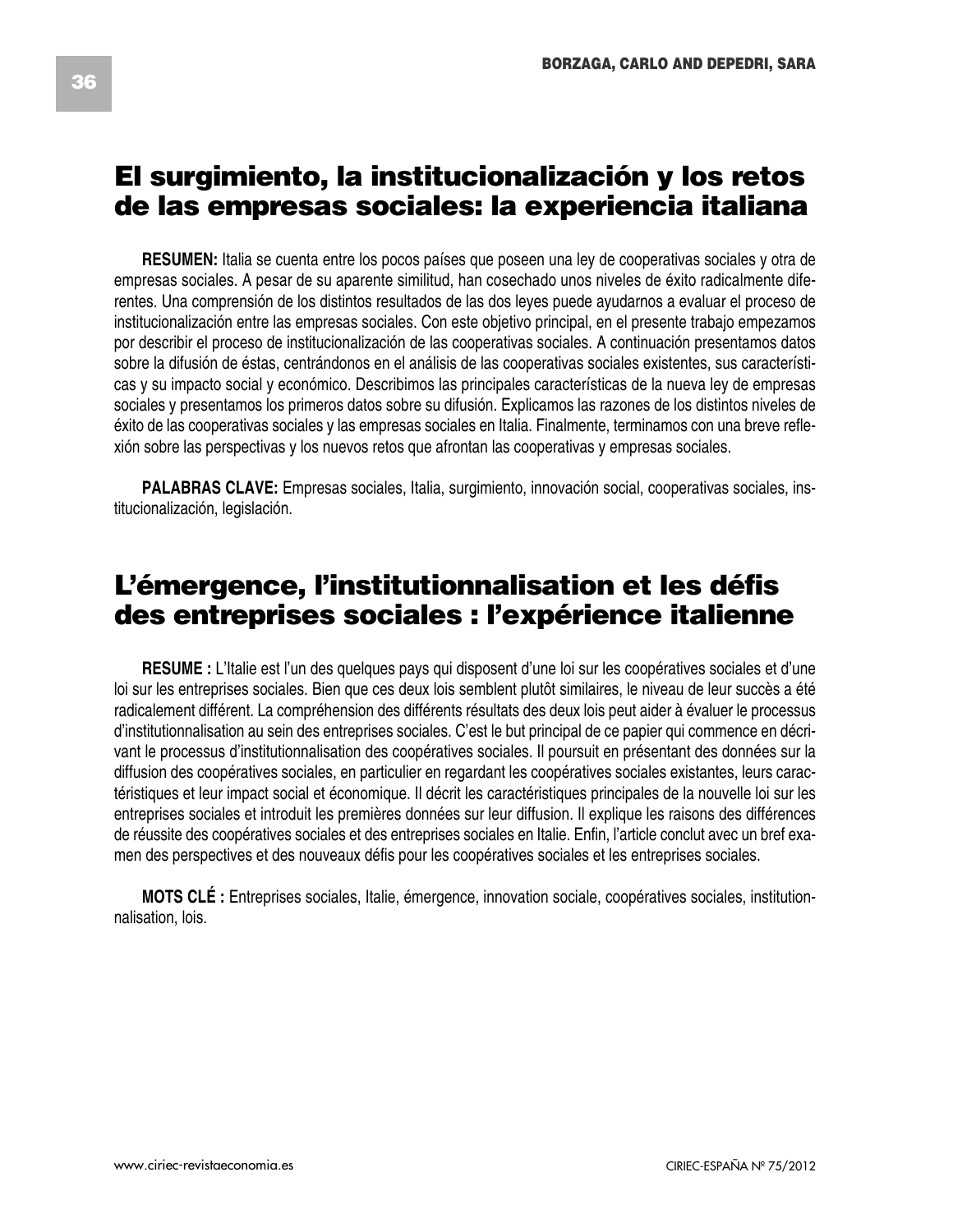## El surgimiento, la institucionalización y los retos de las empresas sociales: la experiencia italiana

**RESUMEN:** Italia se cuenta entre los pocos países que poseen una ley de cooperativas sociales y otra de empresas sociales. A pesar de su aparente similitud, han cosechado unos niveles de éxito radicalmente diferentes. Una comprensión de los distintos resultados de las dos leyes puede ayudarnos a evaluar el proceso de institucionalización entre las empresas sociales. Con este objetivo principal, en el presente trabajo empezamos por describir el proceso de institucionalización de las cooperativas sociales. A continuación presentamos datos sobre la difusión de éstas, centrándonos en el análisis de las cooperativas sociales existentes, sus características y su impacto social y económico. Describimos las principales características de la nueva ley de empresas sociales y presentamos los primeros datos sobre su difusión. Explicamos las razones de los distintos niveles de éxito de las cooperativas sociales y las empresas sociales en Italia. Finalmente, terminamos con una breve reflexión sobre las perspectivas y los nuevos retos que afrontan las cooperativas y empresas sociales.

**PALABRAS CLAVE:** Empresas sociales, Italia, surgimiento, innovación social, cooperativas sociales, institucionalización, legislación.

## L'émergence, l'institutionnalisation et les défis des entreprises sociales : l'expérience italienne

**RESUME :** L'Italie est l'un des quelques pays qui disposent d'une loi sur les coopératives sociales et d'une loi sur les entreprises sociales. Bien que ces deux lois semblent plutôt similaires, le niveau de leur succès a été radicalement différent. La compréhension des différents résultats des deux lois peut aider à évaluer le processus d'institutionnalisation au sein des entreprises sociales. C'est le but principal de ce papier qui commence en décrivant le processus d'institutionnalisation des coopératives sociales. Il poursuit en présentant des données sur la diffusion des coopératives sociales, en particulier en regardant les coopératives sociales existantes, leurs caractéristiques et leur impact social et économique. Il décrit les caractéristiques principales de la nouvelle loi sur les entreprises sociales et introduit les premières données sur leur diffusion. Il explique les raisons des différences de réussite des coopératives sociales et des entreprises sociales en Italie. Enfin, l'article conclut avec un bref examen des perspectives et des nouveaux défis pour les coopératives sociales et les entreprises sociales.

**MOTS CLÉ :** Entreprises sociales, Italie, émergence, innovation sociale, coopératives sociales, institutionnalisation, lois.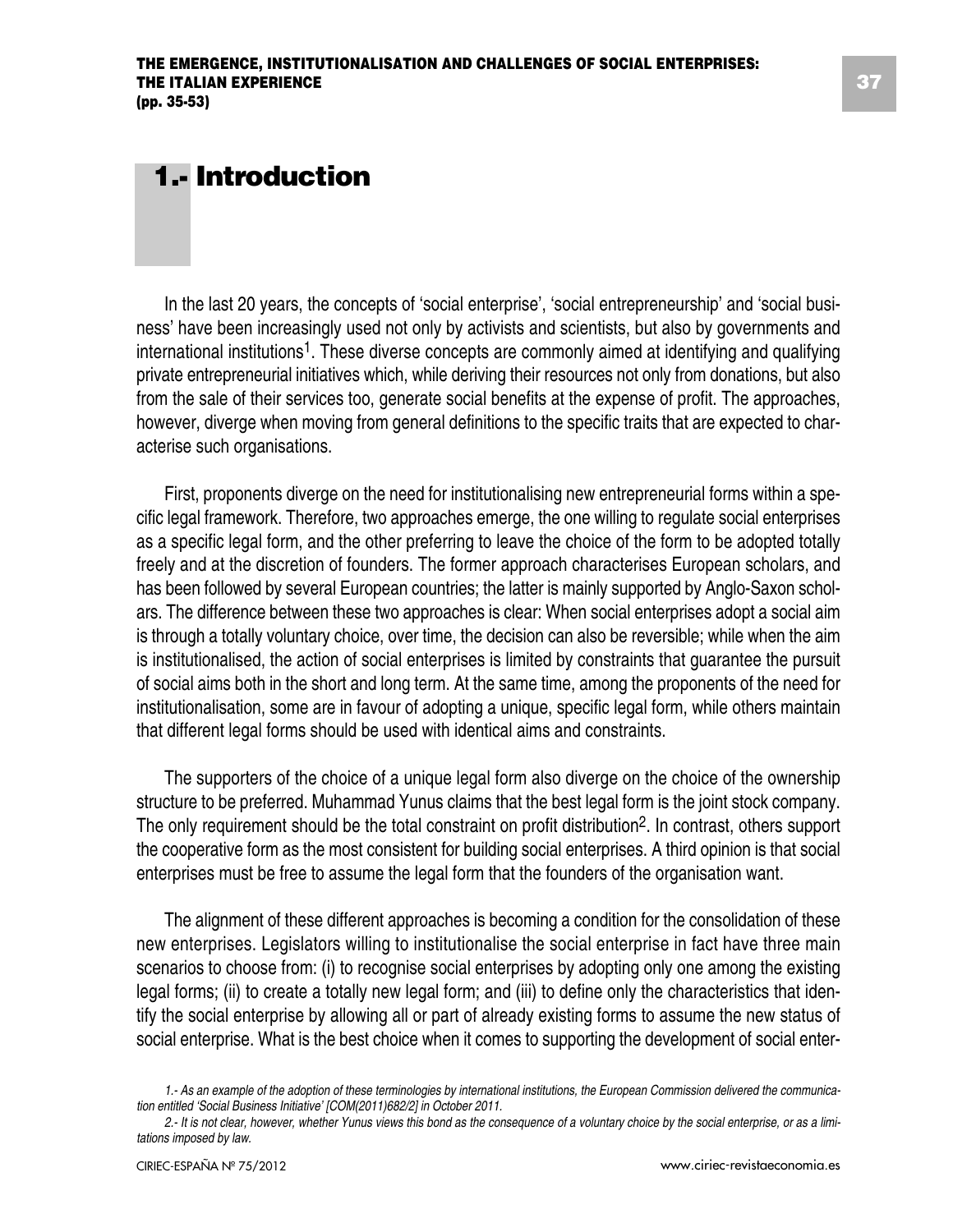# 1.- Introduction

In the last 20 years, the concepts of 'social enterprise', 'social entrepreneurship' and 'social business' have been increasingly used not only by activists and scientists, but also by governments and international institutions[1]. These diverse concepts are commonly aimed at identifying and qualifying private entrepreneurial initiatives which, while deriving their resources not only from donations, but also from the sale of their services too, generate social benefits at the expense of profit. The approaches, however, diverge when moving from general definitions to the specific traits that are expected to characterise such organisations.

First, proponents diverge on the need for institutionalising new entrepreneurial forms within a specific legal framework. Therefore, two approaches emerge, the one willing to regulate social enterprises as a specific legal form, and the other preferring to leave the choice of the form to be adopted totally freely and at the discretion of founders. The former approach characterises European scholars, and has been followed by several European countries; the latter is mainly supported by Anglo-Saxon scholars. The difference between these two approaches is clear: When social enterprises adopt a social aim is through a totally voluntary choice, over time, the decision can also be reversible; while when the aim is institutionalised, the action of social enterprises is limited by constraints that guarantee the pursuit of social aims both in the short and long term. At the same time, among the proponents of the need for institutionalisation, some are in favour of adopting a unique, specific legal form, while others maintain that different legal forms should be used with identical aims and constraints.

The supporters of the choice of a unique legal form also diverge on the choice of the ownership structure to be preferred. Muhammad Yunus claims that the best legal form is the joint stock company. The only requirement should be the total constraint on profit distribution[2]. In contrast, others support the cooperative form as the most consistent for building social enterprises. A third opinion is that social enterprises must be free to assume the legal form that the founders of the organisation want.

The alignment of these different approaches is becoming a condition for the consolidation of these new enterprises. Legislators willing to institutionalise the social enterprise in fact have three main scenarios to choose from: (i) to recognise social enterprises by adopting only one among the existing legal forms; (ii) to create a totally new legal form; and (iii) to define only the characteristics that identify the social enterprise by allowing all or part of already existing forms to assume the new status of social enterprise. What is the best choice when it comes to supporting the development of social enter-

*1.- As an example of the adoption of these terminologies by international institutions, the European Commission delivered the communication entitled 'Social Business Initiative' [COM(2011)682/2] in October 2011.*

*2.- It is not clear, however, whether Yunus views this bond as the consequence of a voluntary choice by the social enterprise, or as a limitations imposed by law.*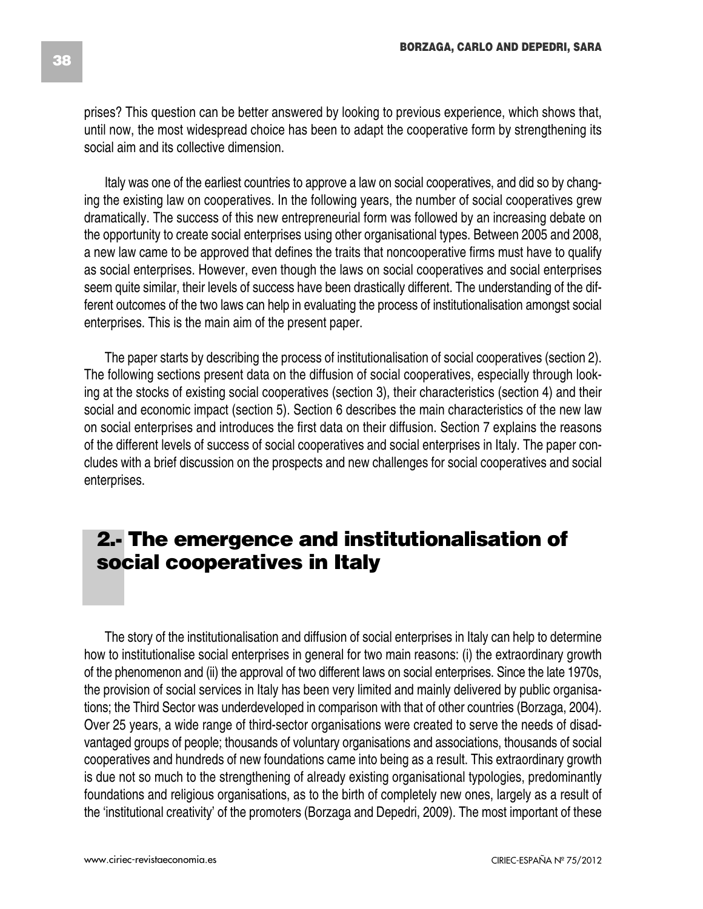prises? This question can be better answered by looking to previous experience, which shows that, until now, the most widespread choice has been to adapt the cooperative form by strengthening its social aim and its collective dimension.

Italy was one of the earliest countries to approve a law on social cooperatives, and did so by changing the existing law on cooperatives. In the following years, the number of social cooperatives grew dramatically. The success of this new entrepreneurial form was followed by an increasing debate on the opportunity to create social enterprises using other organisational types. Between 2005 and 2008, a new law came to be approved that defines the traits that noncooperative firms must have to qualify as social enterprises. However, even though the laws on social cooperatives and social enterprises seem quite similar, their levels of success have been drastically different. The understanding of the different outcomes of the two laws can help in evaluating the process of institutionalisation amongst social enterprises. This is the main aim of the present paper.

The paper starts by describing the process of institutionalisation of social cooperatives (section 2). The following sections present data on the diffusion of social cooperatives, especially through looking at the stocks of existing social cooperatives (section 3), their characteristics (section 4) and their social and economic impact (section 5). Section 6 describes the main characteristics of the new law on social enterprises and introduces the first data on their diffusion. Section 7 explains the reasons of the different levels of success of social cooperatives and social enterprises in Italy. The paper concludes with a brief discussion on the prospects and new challenges for social cooperatives and social enterprises.

## 2.- The emergence and institutionalisation of social cooperatives in Italy

The story of the institutionalisation and diffusion of social enterprises in Italy can help to determine how to institutionalise social enterprises in general for two main reasons: (i) the extraordinary growth of the phenomenon and (ii) the approval of two different laws on social enterprises. Since the late 1970s, the provision of social services in Italy has been very limited and mainly delivered by public organisations; the Third Sector was underdeveloped in comparison with that of other countries (Borzaga, 2004). Over 25 years, a wide range of third-sector organisations were created to serve the needs of disadvantaged groups of people; thousands of voluntary organisations and associations, thousands of social cooperatives and hundreds of new foundations came into being as a result. This extraordinary growth is due not so much to the strengthening of already existing organisational typologies, predominantly foundations and religious organisations, as to the birth of completely new ones, largely as a result of the 'institutional creativity' of the promoters (Borzaga and Depedri, 2009). The most important of these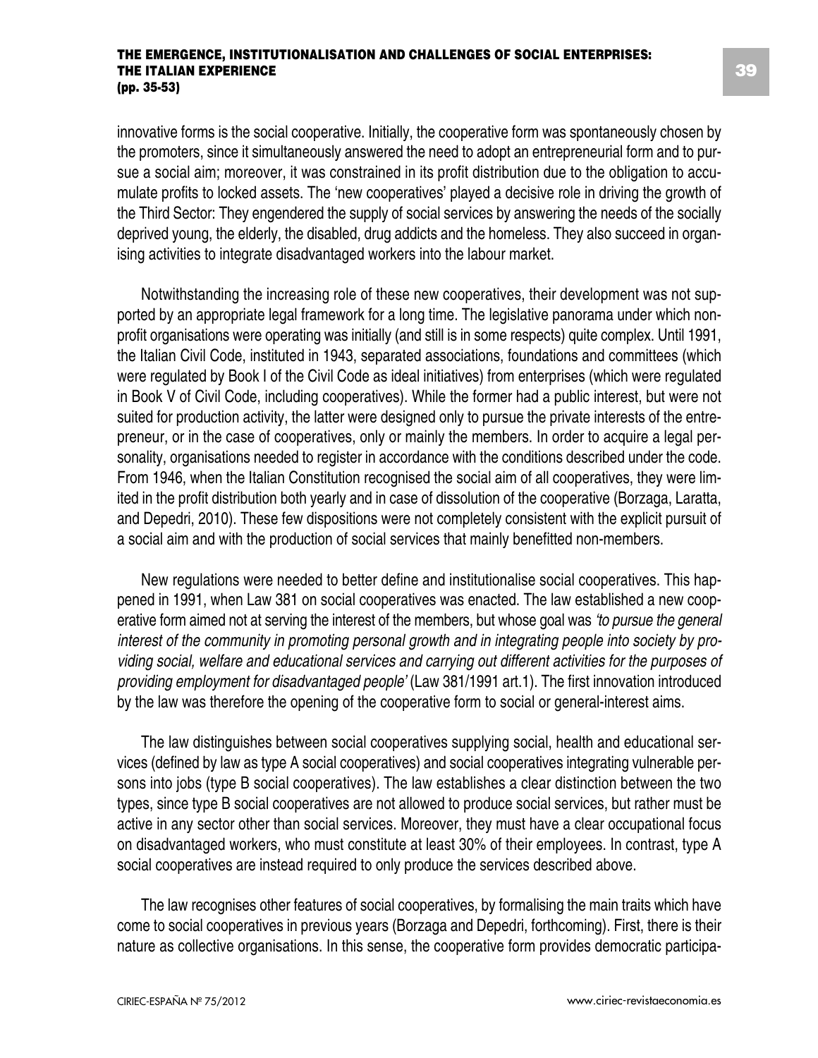innovative forms is the social cooperative. Initially, the cooperative form was spontaneously chosen by the promoters, since it simultaneously answered the need to adopt an entrepreneurial form and to pursue a social aim; moreover, it was constrained in its profit distribution due to the obligation to accumulate profits to locked assets. The 'new cooperatives' played a decisive role in driving the growth of the Third Sector: They engendered the supply of social services by answering the needs of the socially deprived young, the elderly, the disabled, drug addicts and the homeless. They also succeed in organising activities to integrate disadvantaged workers into the labour market.

Notwithstanding the increasing role of these new cooperatives, their development was not supported by an appropriate legal framework for a long time. The legislative panorama under which nonprofit organisations were operating was initially (and still is in some respects) quite complex. Until 1991, the Italian Civil Code, instituted in 1943, separated associations, foundations and committees (which were regulated by Book I of the Civil Code as ideal initiatives) from enterprises (which were regulated in Book V of Civil Code, including cooperatives). While the former had a public interest, but were not suited for production activity, the latter were designed only to pursue the private interests of the entrepreneur, or in the case of cooperatives, only or mainly the members. In order to acquire a legal personality, organisations needed to register in accordance with the conditions described under the code. From 1946, when the Italian Constitution recognised the social aim of all cooperatives, they were limited in the profit distribution both yearly and in case of dissolution of the cooperative (Borzaga, Laratta, and Depedri, 2010). These few dispositions were not completely consistent with the explicit pursuit of a social aim and with the production of social services that mainly benefitted non-members.

New regulations were needed to better define and institutionalise social cooperatives. This happened in 1991, when Law 381 on social cooperatives was enacted. The law established a new cooperative form aimed not at serving the interest of the members, but whose goal was *'to pursue the general interest of the community in promoting personal growth and in integrating people into society by providing social, welfare and educational services and carrying out different activities for the purposes of providing employment for disadvantaged people'* (Law 381/1991 art.1). The first innovation introduced by the law was therefore the opening of the cooperative form to social or general-interest aims.

The law distinguishes between social cooperatives supplying social, health and educational services (defined by law as type A social cooperatives) and social cooperatives integrating vulnerable persons into jobs (type B social cooperatives). The law establishes a clear distinction between the two types, since type B social cooperatives are not allowed to produce social services, but rather must be active in any sector other than social services. Moreover, they must have a clear occupational focus on disadvantaged workers, who must constitute at least 30% of their employees. In contrast, type A social cooperatives are instead required to only produce the services described above.

The law recognises other features of social cooperatives, by formalising the main traits which have come to social cooperatives in previous years (Borzaga and Depedri, forthcoming). First, there is their nature as collective organisations. In this sense, the cooperative form provides democratic participa-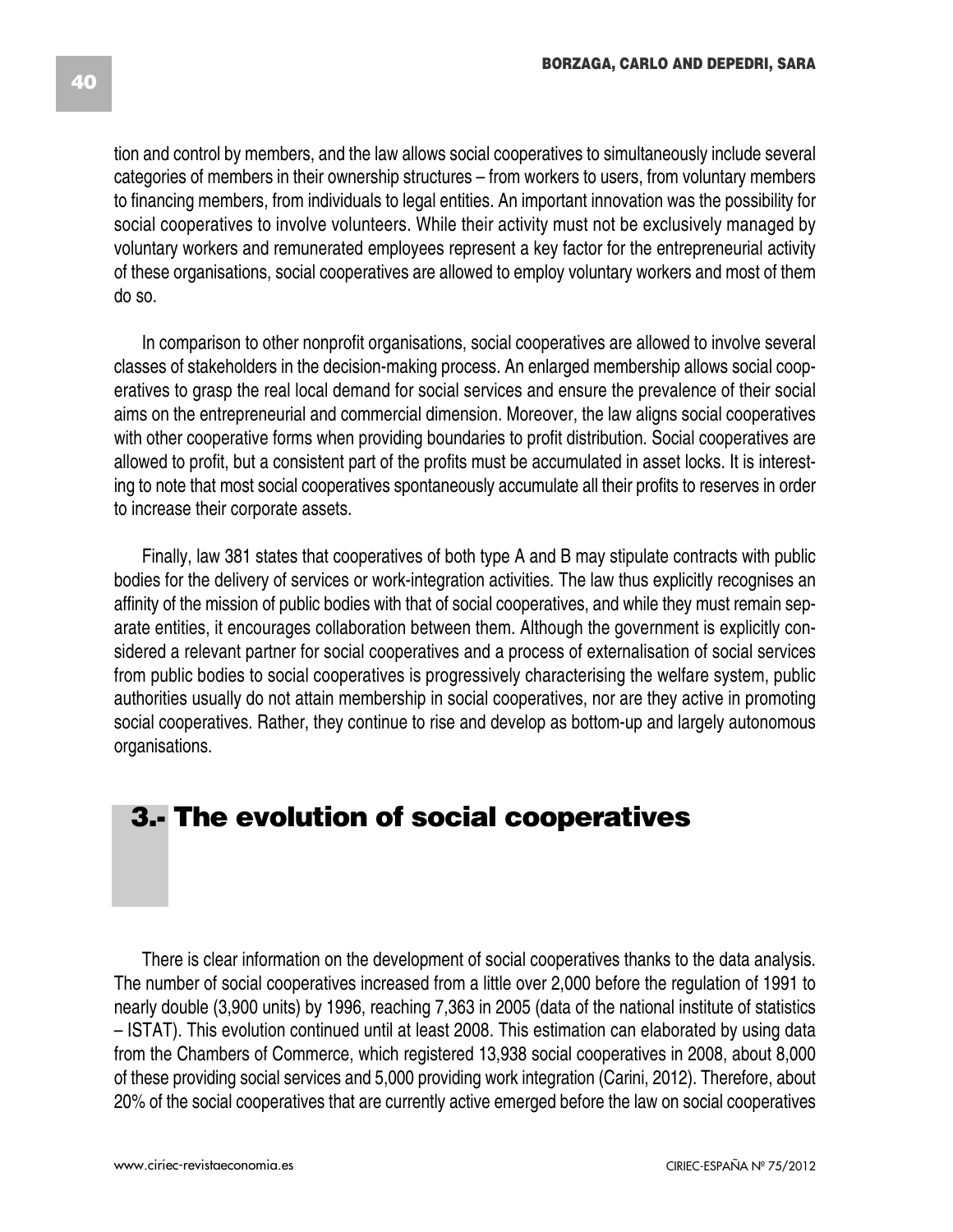tion and control by members, and the law allows social cooperatives to simultaneously include several categories of members in their ownership structures – from workers to users, from voluntary members to financing members, from individuals to legal entities. An important innovation was the possibility for social cooperatives to involve volunteers. While their activity must not be exclusively managed by voluntary workers and remunerated employees represent a key factor for the entrepreneurial activity of these organisations, social cooperatives are allowed to employ voluntary workers and most of them do so.

In comparison to other nonprofit organisations, social cooperatives are allowed to involve several classes of stakeholders in the decision-making process. An enlarged membership allows social cooperatives to grasp the real local demand for social services and ensure the prevalence of their social aims on the entrepreneurial and commercial dimension. Moreover, the law aligns social cooperatives with other cooperative forms when providing boundaries to profit distribution. Social cooperatives are allowed to profit, but a consistent part of the profits must be accumulated in asset locks. It is interesting to note that most social cooperatives spontaneously accumulate all their profits to reserves in order to increase their corporate assets.

Finally, law 381 states that cooperatives of both type A and B may stipulate contracts with public bodies for the delivery of services or work-integration activities. The law thus explicitly recognises an affinity of the mission of public bodies with that of social cooperatives, and while they must remain separate entities, it encourages collaboration between them. Although the government is explicitly considered a relevant partner for social cooperatives and a process of externalisation of social services from public bodies to social cooperatives is progressively characterising the welfare system, public authorities usually do not attain membership in social cooperatives, nor are they active in promoting social cooperatives. Rather, they continue to rise and develop as bottom-up and largely autonomous organisations.

## 3.- The evolution of social cooperatives

There is clear information on the development of social cooperatives thanks to the data analysis. The number of social cooperatives increased from a little over 2,000 before the regulation of 1991 to nearly double (3,900 units) by 1996, reaching 7,363 in 2005 (data of the national institute of statistics – ISTAT). This evolution continued until at least 2008. This estimation can elaborated by using data from the Chambers of Commerce, which registered 13,938 social cooperatives in 2008, about 8,000 of these providing social services and 5,000 providing work integration (Carini, 2012). Therefore, about 20% of the social cooperatives that are currently active emerged before the law on social cooperatives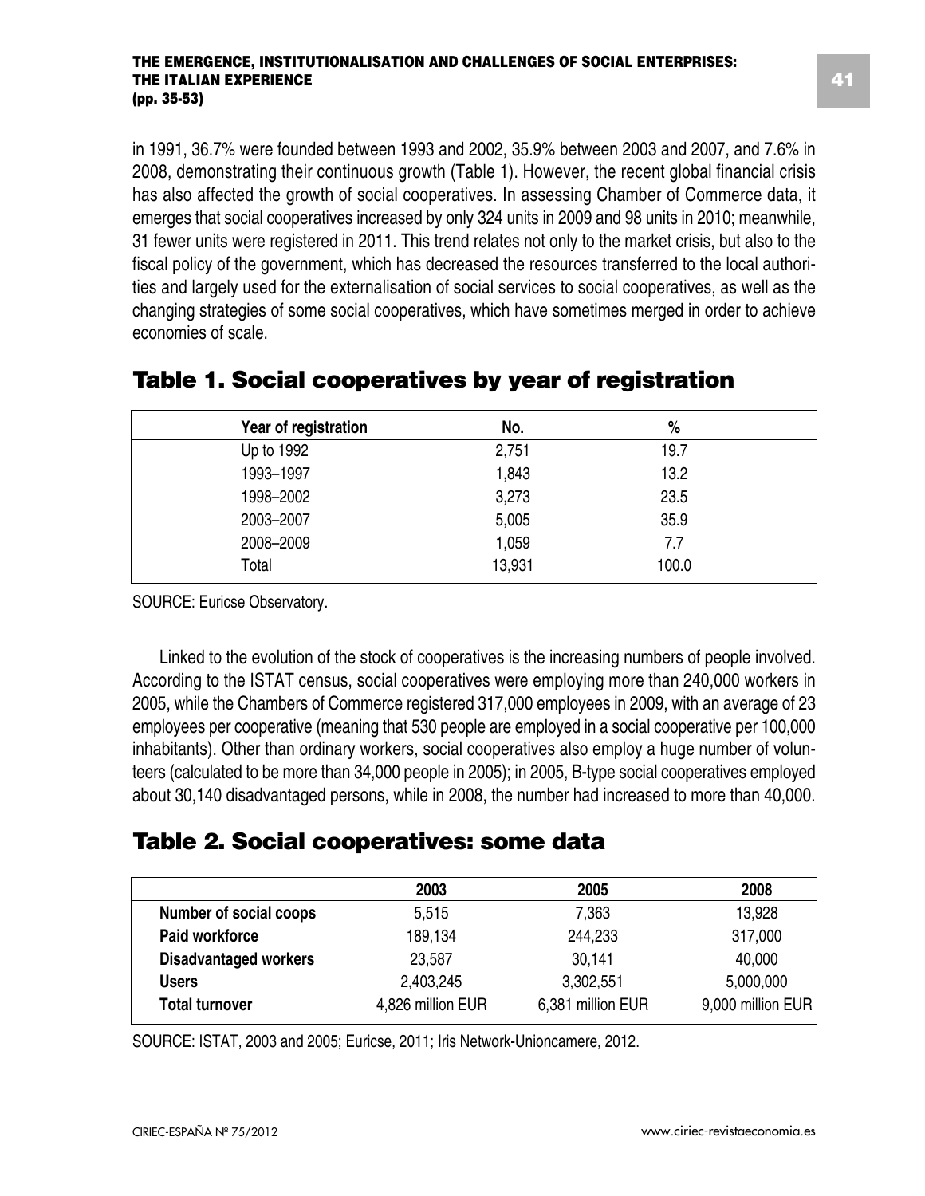in 1991, 36.7% were founded between 1993 and 2002, 35.9% between 2003 and 2007, and 7.6% in 2008, demonstrating their continuous growth (Table 1). However, the recent global financial crisis has also affected the growth of social cooperatives. In assessing Chamber of Commerce data, it emerges that social cooperatives increased by only 324 units in 2009 and 98 units in 2010; meanwhile, 31 fewer units were registered in 2011. This trend relates not only to the market crisis, but also to the fiscal policy of the government, which has decreased the resources transferred to the local authorities and largely used for the externalisation of social services to social cooperatives, as well as the changing strategies of some social cooperatives, which have sometimes merged in order to achieve economies of scale.

## Table 1. Social cooperatives by year of registration

| Year of registration | No. | % |
|---|---|---|
| Up to 1992 | 2,751 | 19.7 |
| 1993–1997 | 1,843 | 13.2 |
| 1998–2002 | 3,273 | 23.5 |
| 2003–2007 | 5,005 | 35.9 |
| 2008–2009 | 1,059 | 7.7 |
| Total | 13,931 | 100.0 |

SOURCE: Euricse Observatory.

Linked to the evolution of the stock of cooperatives is the increasing numbers of people involved. According to the ISTAT census, social cooperatives were employing more than 240,000 workers in 2005, while the Chambers of Commerce registered 317,000 employees in 2009, with an average of 23 employees per cooperative (meaning that 530 people are employed in a social cooperative per 100,000 inhabitants). Other than ordinary workers, social cooperatives also employ a huge number of volunteers (calculated to be more than 34,000 people in 2005); in 2005, B-type social cooperatives employed about 30,140 disadvantaged persons, while in 2008, the number had increased to more than 40,000.

## Table 2. Social cooperatives: some data

| | 2003 | 2005 | 2008 |
|---|---|---|---|
| **Number of social coops** | 5,515 | 7,363 | 13,928 |
| **Paid workforce** | 189,134 | 244,233 | 317,000 |
| **Disadvantaged workers** | 23,587 | 30,141 | 40,000 |
| **Users** | 2,403,245 | 3,302,551 | 5,000,000 |
| **Total turnover** | 4,826 million EUR | 6,381 million EUR | 9,000 million EUR |

SOURCE: ISTAT, 2003 and 2005; Euricse, 2011; Iris Network-Unioncamere, 2012.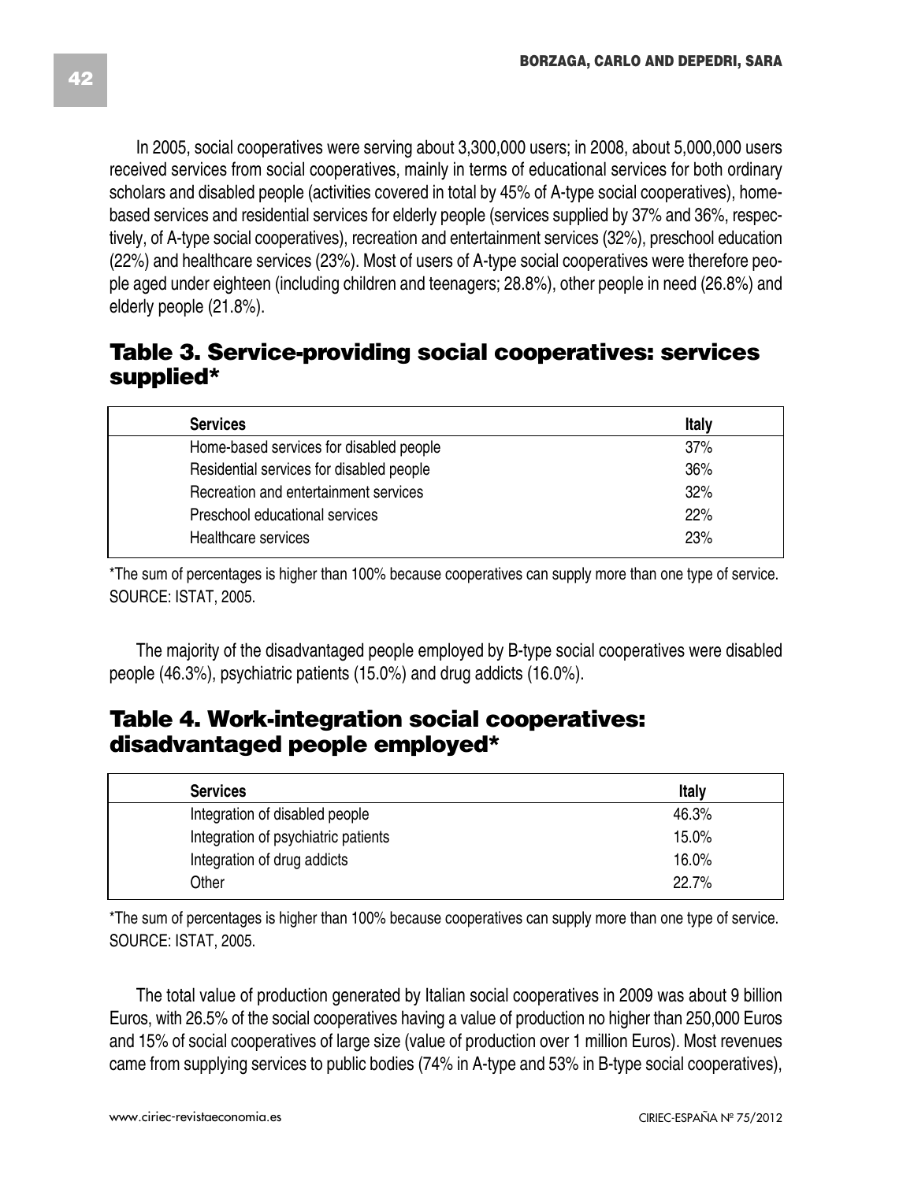In 2005, social cooperatives were serving about 3,300,000 users; in 2008, about 5,000,000 users received services from social cooperatives, mainly in terms of educational services for both ordinary scholars and disabled people (activities covered in total by 45% of A-type social cooperatives), home-based services and residential services for elderly people (services supplied by 37% and 36%, respectively, of A-type social cooperatives), recreation and entertainment services (32%), preschool education (22%) and healthcare services (23%). Most of users of A-type social cooperatives were therefore people aged under eighteen (including children and teenagers; 28.8%), other people in need (26.8%) and elderly people (21.8%).

## Table 3. Service-providing social cooperatives: services supplied*

| Services | Italy |
|---|---|
| Home-based services for disabled people | 37% |
| Residential services for disabled people | 36% |
| Recreation and entertainment services | 32% |
| Preschool educational services | 22% |
| Healthcare services | 23% |

*The sum of percentages is higher than 100% because cooperatives can supply more than one type of service.
SOURCE: ISTAT, 2005.

The majority of the disadvantaged people employed by B-type social cooperatives were disabled people (46.3%), psychiatric patients (15.0%) and drug addicts (16.0%).

## Table 4. Work-integration social cooperatives: disadvantaged people employed*

| Services | Italy |
|---|---|
| Integration of disabled people | 46.3% |
| Integration of psychiatric patients | 15.0% |
| Integration of drug addicts | 16.0% |
| Other | 22.7% |

*The sum of percentages is higher than 100% because cooperatives can supply more than one type of service.
SOURCE: ISTAT, 2005.

The total value of production generated by Italian social cooperatives in 2009 was about 9 billion Euros, with 26.5% of the social cooperatives having a value of production no higher than 250,000 Euros and 15% of social cooperatives of large size (value of production over 1 million Euros). Most revenues came from supplying services to public bodies (74% in A-type and 53% in B-type social cooperatives),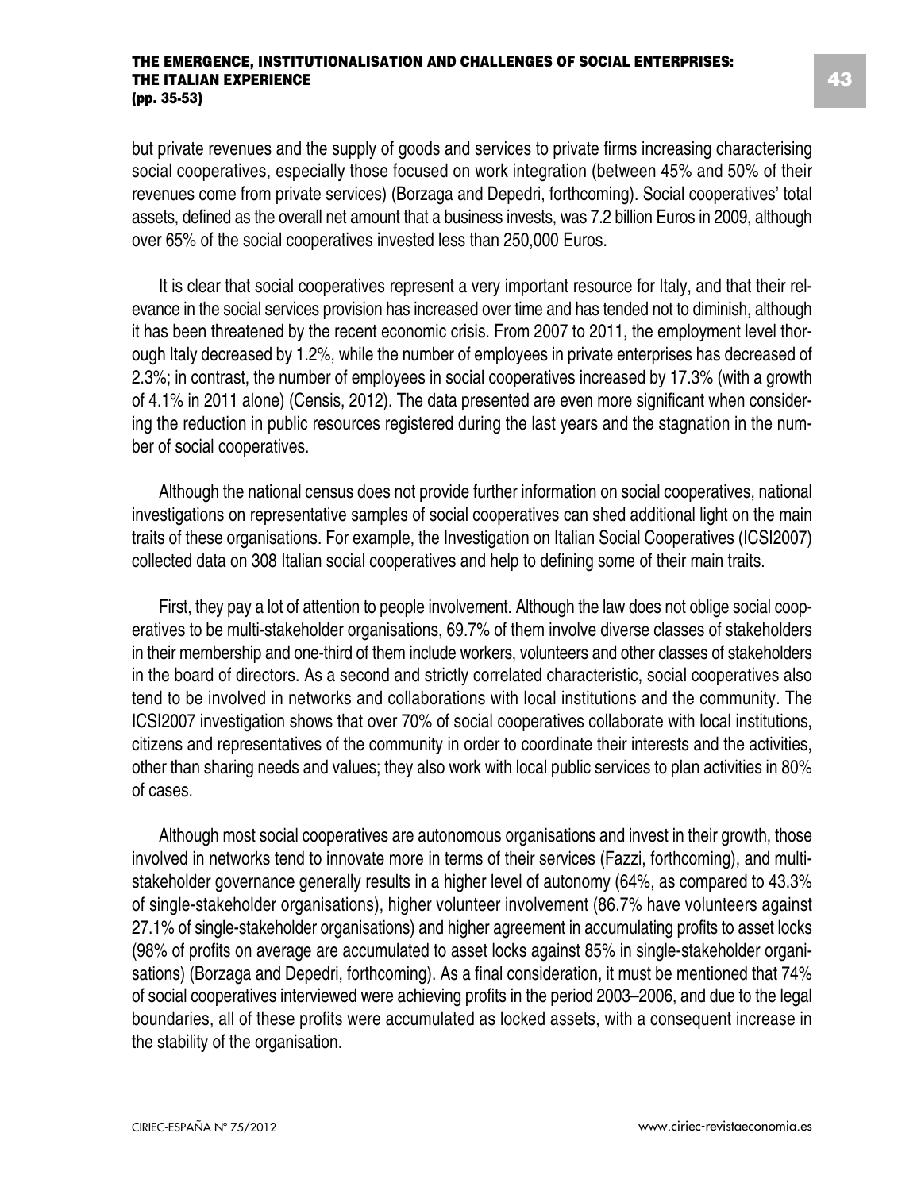but private revenues and the supply of goods and services to private firms increasing characterising social cooperatives, especially those focused on work integration (between 45% and 50% of their revenues come from private services) (Borzaga and Depedri, forthcoming). Social cooperatives' total assets, defined as the overall net amount that a business invests, was 7.2 billion Euros in 2009, although over 65% of the social cooperatives invested less than 250,000 Euros.

It is clear that social cooperatives represent a very important resource for Italy, and that their relevance in the social services provision has increased over time and has tended not to diminish, although it has been threatened by the recent economic crisis. From 2007 to 2011, the employment level thorough Italy decreased by 1.2%, while the number of employees in private enterprises has decreased of 2.3%; in contrast, the number of employees in social cooperatives increased by 17.3% (with a growth of 4.1% in 2011 alone) (Censis, 2012). The data presented are even more significant when considering the reduction in public resources registered during the last years and the stagnation in the number of social cooperatives.

Although the national census does not provide further information on social cooperatives, national investigations on representative samples of social cooperatives can shed additional light on the main traits of these organisations. For example, the Investigation on Italian Social Cooperatives (ICSI2007) collected data on 308 Italian social cooperatives and help to defining some of their main traits.

First, they pay a lot of attention to people involvement. Although the law does not oblige social cooperatives to be multi-stakeholder organisations, 69.7% of them involve diverse classes of stakeholders in their membership and one-third of them include workers, volunteers and other classes of stakeholders in the board of directors. As a second and strictly correlated characteristic, social cooperatives also tend to be involved in networks and collaborations with local institutions and the community. The ICSI2007 investigation shows that over 70% of social cooperatives collaborate with local institutions, citizens and representatives of the community in order to coordinate their interests and the activities, other than sharing needs and values; they also work with local public services to plan activities in 80% of cases.

Although most social cooperatives are autonomous organisations and invest in their growth, those involved in networks tend to innovate more in terms of their services (Fazzi, forthcoming), and multi-stakeholder governance generally results in a higher level of autonomy (64%, as compared to 43.3% of single-stakeholder organisations), higher volunteer involvement (86.7% have volunteers against 27.1% of single-stakeholder organisations) and higher agreement in accumulating profits to asset locks (98% of profits on average are accumulated to asset locks against 85% in single-stakeholder organisations) (Borzaga and Depedri, forthcoming). As a final consideration, it must be mentioned that 74% of social cooperatives interviewed were achieving profits in the period 2003–2006, and due to the legal boundaries, all of these profits were accumulated as locked assets, with a consequent increase in the stability of the organisation.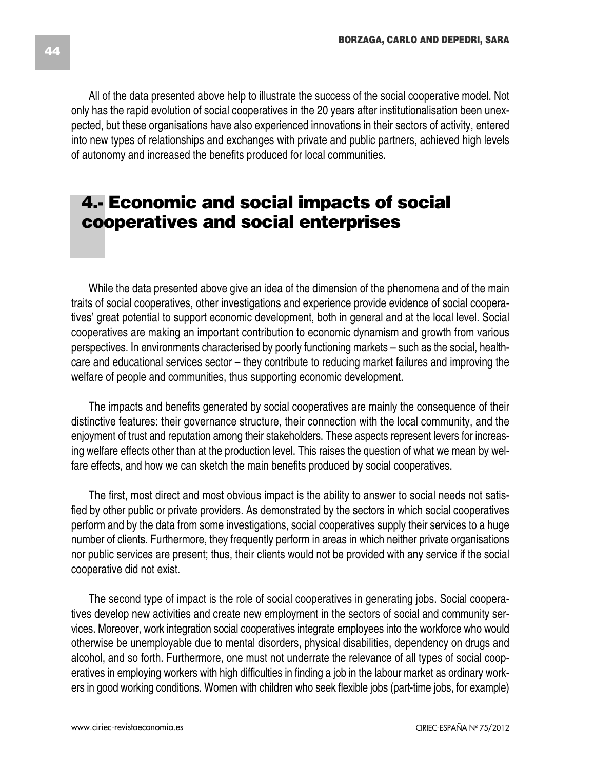All of the data presented above help to illustrate the success of the social cooperative model. Not only has the rapid evolution of social cooperatives in the 20 years after institutionalisation been unexpected, but these organisations have also experienced innovations in their sectors of activity, entered into new types of relationships and exchanges with private and public partners, achieved high levels of autonomy and increased the benefits produced for local communities.

## 4.- Economic and social impacts of social cooperatives and social enterprises

While the data presented above give an idea of the dimension of the phenomena and of the main traits of social cooperatives, other investigations and experience provide evidence of social cooperatives' great potential to support economic development, both in general and at the local level. Social cooperatives are making an important contribution to economic dynamism and growth from various perspectives. In environments characterised by poorly functioning markets – such as the social, healthcare and educational services sector – they contribute to reducing market failures and improving the welfare of people and communities, thus supporting economic development.

The impacts and benefits generated by social cooperatives are mainly the consequence of their distinctive features: their governance structure, their connection with the local community, and the enjoyment of trust and reputation among their stakeholders. These aspects represent levers for increasing welfare effects other than at the production level. This raises the question of what we mean by welfare effects, and how we can sketch the main benefits produced by social cooperatives.

The first, most direct and most obvious impact is the ability to answer to social needs not satisfied by other public or private providers. As demonstrated by the sectors in which social cooperatives perform and by the data from some investigations, social cooperatives supply their services to a huge number of clients. Furthermore, they frequently perform in areas in which neither private organisations nor public services are present; thus, their clients would not be provided with any service if the social cooperative did not exist.

The second type of impact is the role of social cooperatives in generating jobs. Social cooperatives develop new activities and create new employment in the sectors of social and community services. Moreover, work integration social cooperatives integrate employees into the workforce who would otherwise be unemployable due to mental disorders, physical disabilities, dependency on drugs and alcohol, and so forth. Furthermore, one must not underrate the relevance of all types of social cooperatives in employing workers with high difficulties in finding a job in the labour market as ordinary workers in good working conditions. Women with children who seek flexible jobs (part-time jobs, for example)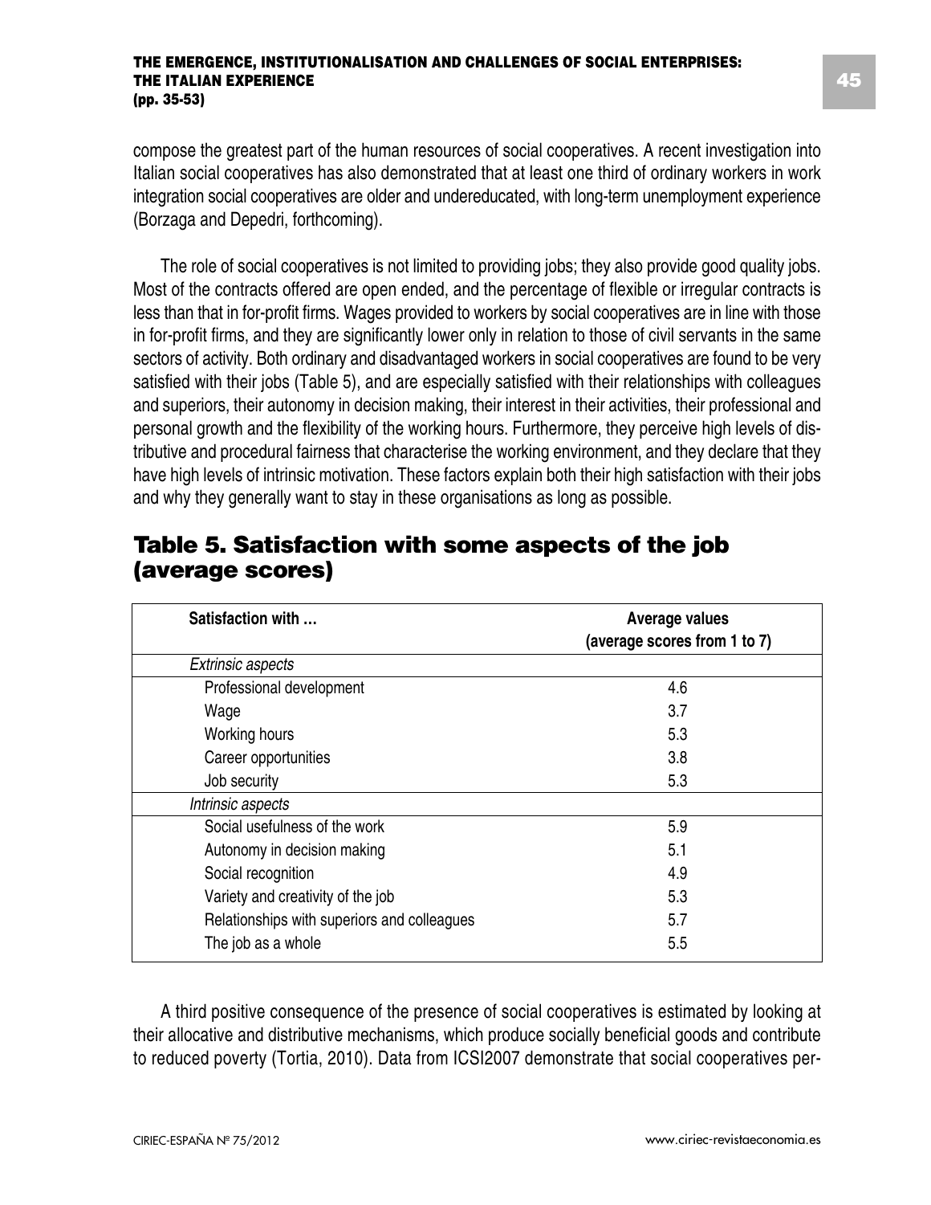compose the greatest part of the human resources of social cooperatives. A recent investigation into Italian social cooperatives has also demonstrated that at least one third of ordinary workers in work integration social cooperatives are older and undereducated, with long-term unemployment experience (Borzaga and Depedri, forthcoming).

The role of social cooperatives is not limited to providing jobs; they also provide good quality jobs. Most of the contracts offered are open ended, and the percentage of flexible or irregular contracts is less than that in for-profit firms. Wages provided to workers by social cooperatives are in line with those in for-profit firms, and they are significantly lower only in relation to those of civil servants in the same sectors of activity. Both ordinary and disadvantaged workers in social cooperatives are found to be very satisfied with their jobs (Table 5), and are especially satisfied with their relationships with colleagues and superiors, their autonomy in decision making, their interest in their activities, their professional and personal growth and the flexibility of the working hours. Furthermore, they perceive high levels of distributive and procedural fairness that characterise the working environment, and they declare that they have high levels of intrinsic motivation. These factors explain both their high satisfaction with their jobs and why they generally want to stay in these organisations as long as possible.

## Table 5. Satisfaction with some aspects of the job (average scores)

| Satisfaction with … | Average values (average scores from 1 to 7) |
|---|---|
| *Extrinsic aspects* | |
| Professional development | 4.6 |
| Wage | 3.7 |
| Working hours | 5.3 |
| Career opportunities | 3.8 |
| Job security | 5.3 |
| *Intrinsic aspects* | |
| Social usefulness of the work | 5.9 |
| Autonomy in decision making | 5.1 |
| Social recognition | 4.9 |
| Variety and creativity of the job | 5.3 |
| Relationships with superiors and colleagues | 5.7 |
| The job as a whole | 5.5 |

A third positive consequence of the presence of social cooperatives is estimated by looking at their allocative and distributive mechanisms, which produce socially beneficial goods and contribute to reduced poverty (Tortia, 2010). Data from ICSI2007 demonstrate that social cooperatives per-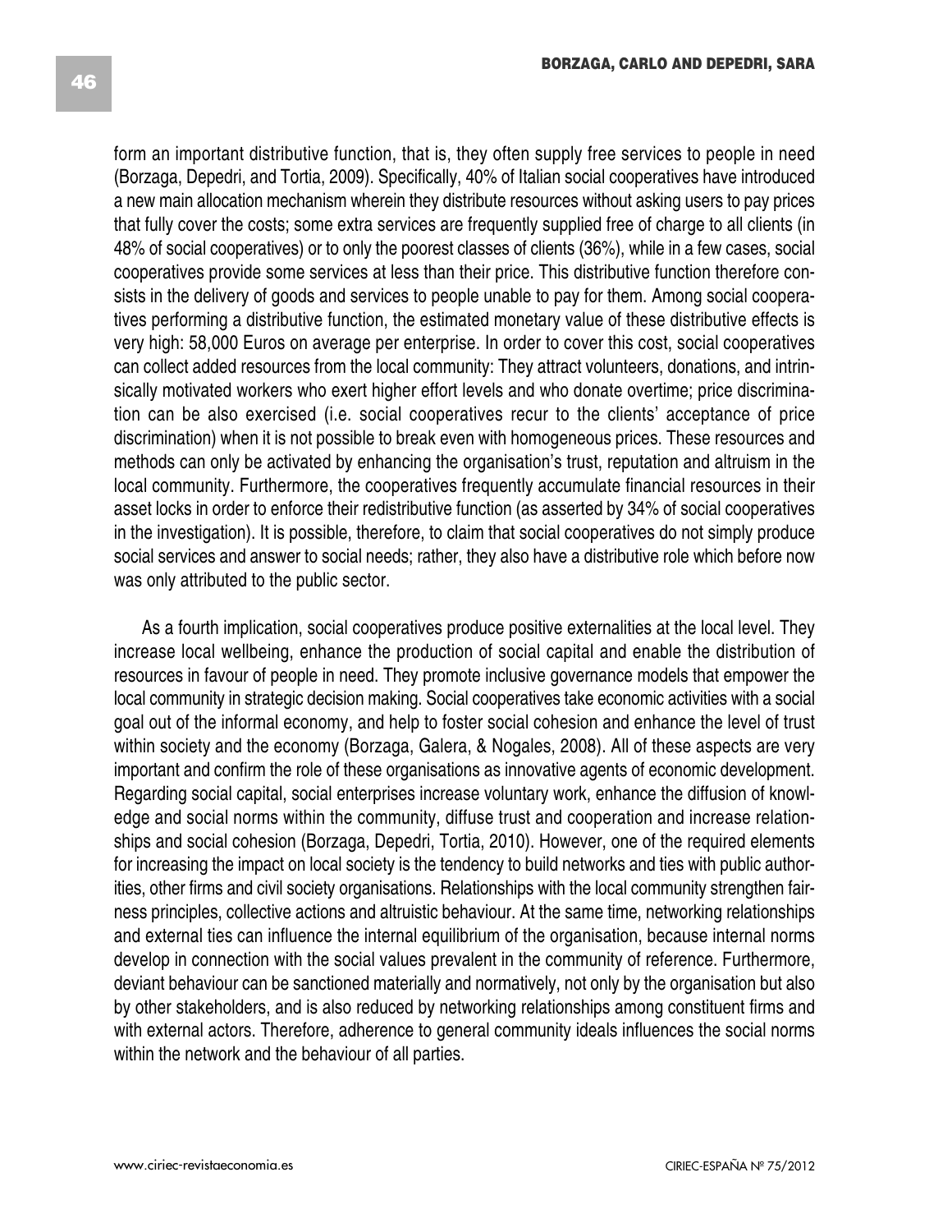form an important distributive function, that is, they often supply free services to people in need (Borzaga, Depedri, and Tortia, 2009). Specifically, 40% of Italian social cooperatives have introduced a new main allocation mechanism wherein they distribute resources without asking users to pay prices that fully cover the costs; some extra services are frequently supplied free of charge to all clients (in 48% of social cooperatives) or to only the poorest classes of clients (36%), while in a few cases, social cooperatives provide some services at less than their price. This distributive function therefore consists in the delivery of goods and services to people unable to pay for them. Among social cooperatives performing a distributive function, the estimated monetary value of these distributive effects is very high: 58,000 Euros on average per enterprise. In order to cover this cost, social cooperatives can collect added resources from the local community: They attract volunteers, donations, and intrinsically motivated workers who exert higher effort levels and who donate overtime; price discrimination can be also exercised (i.e. social cooperatives recur to the clients' acceptance of price discrimination) when it is not possible to break even with homogeneous prices. These resources and methods can only be activated by enhancing the organisation's trust, reputation and altruism in the local community. Furthermore, the cooperatives frequently accumulate financial resources in their asset locks in order to enforce their redistributive function (as asserted by 34% of social cooperatives in the investigation). It is possible, therefore, to claim that social cooperatives do not simply produce social services and answer to social needs; rather, they also have a distributive role which before now was only attributed to the public sector.

As a fourth implication, social cooperatives produce positive externalities at the local level. They increase local wellbeing, enhance the production of social capital and enable the distribution of resources in favour of people in need. They promote inclusive governance models that empower the local community in strategic decision making. Social cooperatives take economic activities with a social goal out of the informal economy, and help to foster social cohesion and enhance the level of trust within society and the economy (Borzaga, Galera, & Nogales, 2008). All of these aspects are very important and confirm the role of these organisations as innovative agents of economic development. Regarding social capital, social enterprises increase voluntary work, enhance the diffusion of knowledge and social norms within the community, diffuse trust and cooperation and increase relationships and social cohesion (Borzaga, Depedri, Tortia, 2010). However, one of the required elements for increasing the impact on local society is the tendency to build networks and ties with public authorities, other firms and civil society organisations. Relationships with the local community strengthen fairness principles, collective actions and altruistic behaviour. At the same time, networking relationships and external ties can influence the internal equilibrium of the organisation, because internal norms develop in connection with the social values prevalent in the community of reference. Furthermore, deviant behaviour can be sanctioned materially and normatively, not only by the organisation but also by other stakeholders, and is also reduced by networking relationships among constituent firms and with external actors. Therefore, adherence to general community ideals influences the social norms within the network and the behaviour of all parties.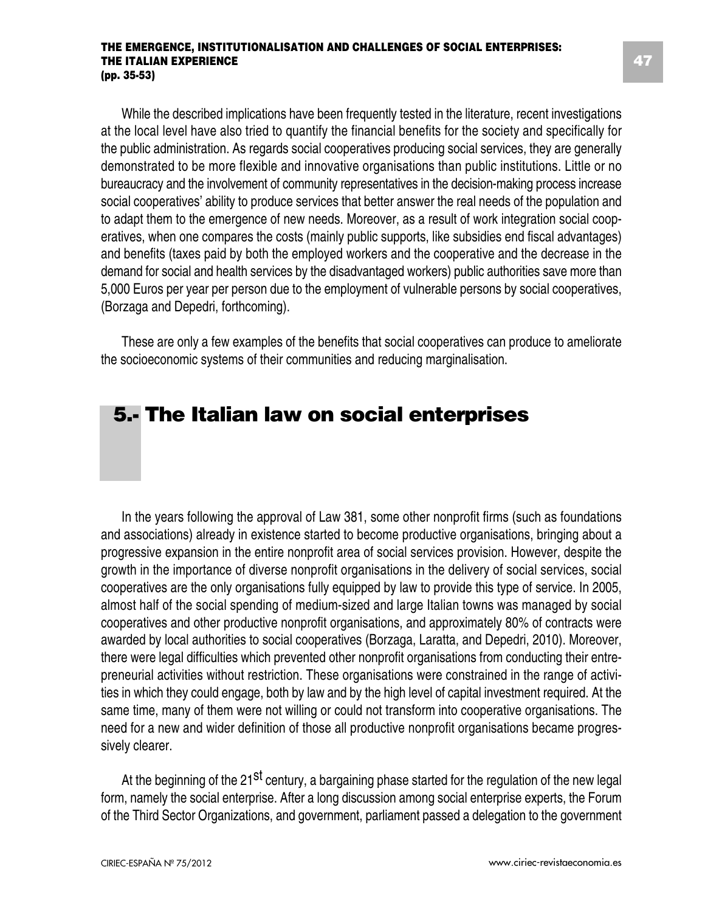While the described implications have been frequently tested in the literature, recent investigations at the local level have also tried to quantify the financial benefits for the society and specifically for the public administration. As regards social cooperatives producing social services, they are generally demonstrated to be more flexible and innovative organisations than public institutions. Little or no bureaucracy and the involvement of community representatives in the decision-making process increase social cooperatives' ability to produce services that better answer the real needs of the population and to adapt them to the emergence of new needs. Moreover, as a result of work integration social cooperatives, when one compares the costs (mainly public supports, like subsidies end fiscal advantages) and benefits (taxes paid by both the employed workers and the cooperative and the decrease in the demand for social and health services by the disadvantaged workers) public authorities save more than 5,000 Euros per year per person due to the employment of vulnerable persons by social cooperatives, (Borzaga and Depedri, forthcoming).

These are only a few examples of the benefits that social cooperatives can produce to ameliorate the socioeconomic systems of their communities and reducing marginalisation.

## 5.- The Italian law on social enterprises

In the years following the approval of Law 381, some other nonprofit firms (such as foundations and associations) already in existence started to become productive organisations, bringing about a progressive expansion in the entire nonprofit area of social services provision. However, despite the growth in the importance of diverse nonprofit organisations in the delivery of social services, social cooperatives are the only organisations fully equipped by law to provide this type of service. In 2005, almost half of the social spending of medium-sized and large Italian towns was managed by social cooperatives and other productive nonprofit organisations, and approximately 80% of contracts were awarded by local authorities to social cooperatives (Borzaga, Laratta, and Depedri, 2010). Moreover, there were legal difficulties which prevented other nonprofit organisations from conducting their entrepreneurial activities without restriction. These organisations were constrained in the range of activities in which they could engage, both by law and by the high level of capital investment required. At the same time, many of them were not willing or could not transform into cooperative organisations. The need for a new and wider definition of those all productive nonprofit organisations became progressively clearer.

At the beginning of the 21st century, a bargaining phase started for the regulation of the new legal form, namely the social enterprise. After a long discussion among social enterprise experts, the Forum of the Third Sector Organizations, and government, parliament passed a delegation to the government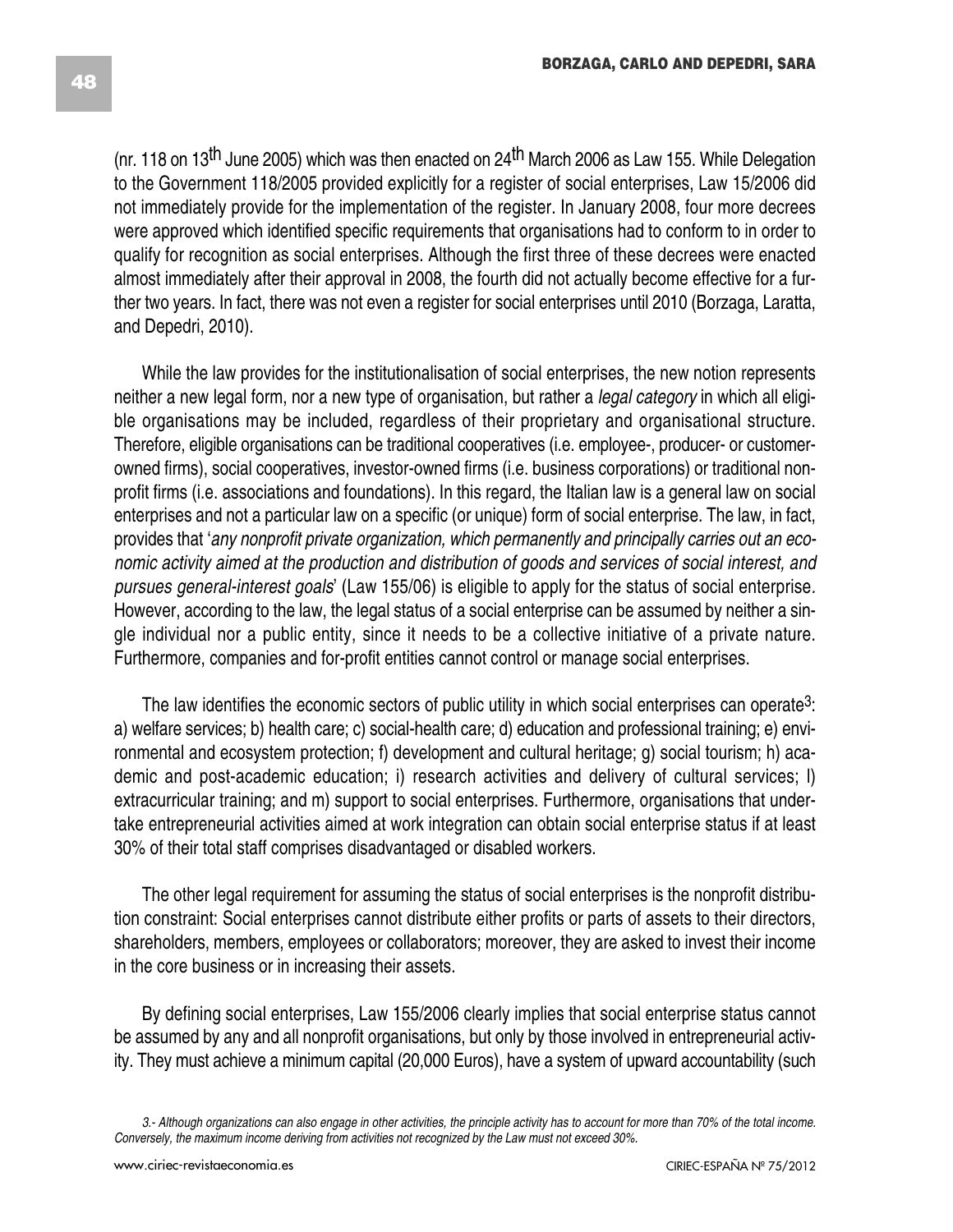(nr. 118 on 13th June 2005) which was then enacted on 24th March 2006 as Law 155. While Delegation to the Government 118/2005 provided explicitly for a register of social enterprises, Law 15/2006 did not immediately provide for the implementation of the register. In January 2008, four more decrees were approved which identified specific requirements that organisations had to conform to in order to qualify for recognition as social enterprises. Although the first three of these decrees were enacted almost immediately after their approval in 2008, the fourth did not actually become effective for a further two years. In fact, there was not even a register for social enterprises until 2010 (Borzaga, Laratta, and Depedri, 2010).

While the law provides for the institutionalisation of social enterprises, the new notion represents neither a new legal form, nor a new type of organisation, but rather a *legal category* in which all eligible organisations may be included, regardless of their proprietary and organisational structure. Therefore, eligible organisations can be traditional cooperatives (i.e. employee-, producer- or customer-owned firms), social cooperatives, investor-owned firms (i.e. business corporations) or traditional nonprofit firms (i.e. associations and foundations). In this regard, the Italian law is a general law on social enterprises and not a particular law on a specific (or unique) form of social enterprise. The law, in fact, provides that '*any nonprofit private organization, which permanently and principally carries out an economic activity aimed at the production and distribution of goods and services of social interest, and pursues general-interest goals*' (Law 155/06) is eligible to apply for the status of social enterprise. However, according to the law, the legal status of a social enterprise can be assumed by neither a single individual nor a public entity, since it needs to be a collective initiative of a private nature. Furthermore, companies and for-profit entities cannot control or manage social enterprises.

The law identifies the economic sectors of public utility in which social enterprises can operate[3]: a) welfare services; b) health care; c) social-health care; d) education and professional training; e) environmental and ecosystem protection; f) development and cultural heritage; g) social tourism; h) academic and post-academic education; i) research activities and delivery of cultural services; l) extracurricular training; and m) support to social enterprises. Furthermore, organisations that undertake entrepreneurial activities aimed at work integration can obtain social enterprise status if at least 30% of their total staff comprises disadvantaged or disabled workers.

The other legal requirement for assuming the status of social enterprises is the nonprofit distribution constraint: Social enterprises cannot distribute either profits or parts of assets to their directors, shareholders, members, employees or collaborators; moreover, they are asked to invest their income in the core business or in increasing their assets.

By defining social enterprises, Law 155/2006 clearly implies that social enterprise status cannot be assumed by any and all nonprofit organisations, but only by those involved in entrepreneurial activity. They must achieve a minimum capital (20,000 Euros), have a system of upward accountability (such

*3.- Although organizations can also engage in other activities, the principle activity has to account for more than 70% of the total income. Conversely, the maximum income deriving from activities not recognized by the Law must not exceed 30%.*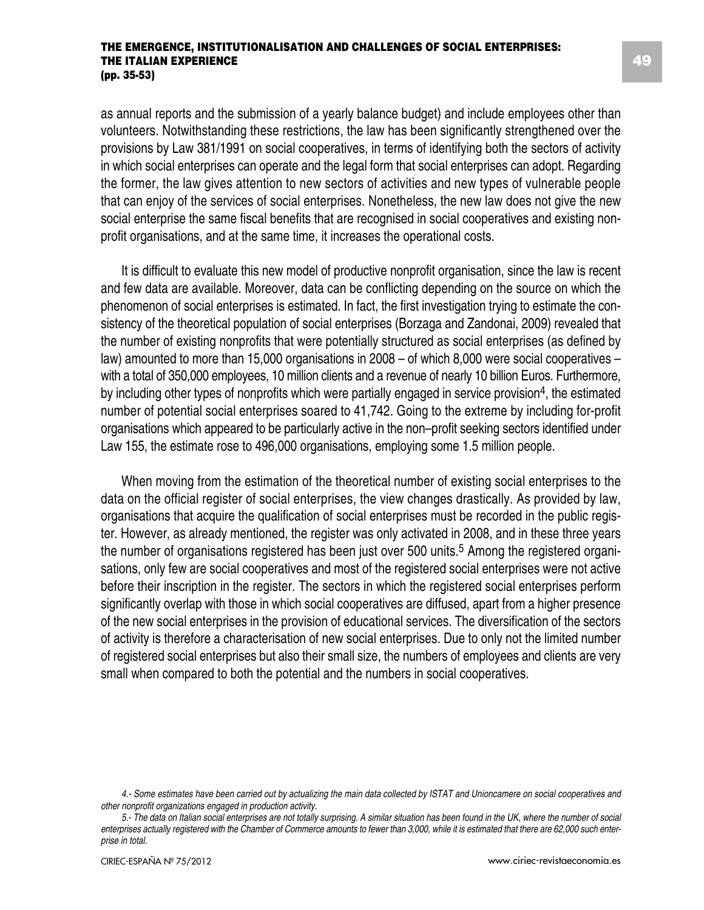as annual reports and the submission of a yearly balance budget) and include employees other than volunteers. Notwithstanding these restrictions, the law has been significantly strengthened over the provisions by Law 381/1991 on social cooperatives, in terms of identifying both the sectors of activity in which social enterprises can operate and the legal form that social enterprises can adopt. Regarding the former, the law gives attention to new sectors of activities and new types of vulnerable people that can enjoy of the services of social enterprises. Nonetheless, the new law does not give the new social enterprise the same fiscal benefits that are recognised in social cooperatives and existing non-profit organisations, and at the same time, it increases the operational costs.

It is difficult to evaluate this new model of productive nonprofit organisation, since the law is recent and few data are available. Moreover, data can be conflicting depending on the source on which the phenomenon of social enterprises is estimated. In fact, the first investigation trying to estimate the consistency of the theoretical population of social enterprises (Borzaga and Zandonai, 2009) revealed that the number of existing nonprofits that were potentially structured as social enterprises (as defined by law) amounted to more than 15,000 organisations in 2008 – of which 8,000 were social cooperatives – with a total of 350,000 employees, 10 million clients and a revenue of nearly 10 billion Euros. Furthermore, by including other types of nonprofits which were partially engaged in service provision[4], the estimated number of potential social enterprises soared to 41,742. Going to the extreme by including for-profit organisations which appeared to be particularly active in the non–profit seeking sectors identified under Law 155, the estimate rose to 496,000 organisations, employing some 1.5 million people.

When moving from the estimation of the theoretical number of existing social enterprises to the data on the official register of social enterprises, the view changes drastically. As provided by law, organisations that acquire the qualification of social enterprises must be recorded in the public register. However, as already mentioned, the register was only activated in 2008, and in these three years the number of organisations registered has been just over 500 units.[5] Among the registered organisations, only few are social cooperatives and most of the registered social enterprises were not active before their inscription in the register. The sectors in which the registered social enterprises perform significantly overlap with those in which social cooperatives are diffused, apart from a higher presence of the new social enterprises in the provision of educational services. The diversification of the sectors of activity is therefore a characterisation of new social enterprises. Due to only not the limited number of registered social enterprises but also their small size, the numbers of employees and clients are very small when compared to both the potential and the numbers in social cooperatives.

*4.- Some estimates have been carried out by actualizing the main data collected by ISTAT and Unioncamere on social cooperatives and other nonprofit organizations engaged in production activity.*

*5.- The data on Italian social enterprises are not totally surprising. A similar situation has been found in the UK, where the number of social enterprises actually registered with the Chamber of Commerce amounts to fewer than 3,000, while it is estimated that there are 62,000 such enterprise in total.*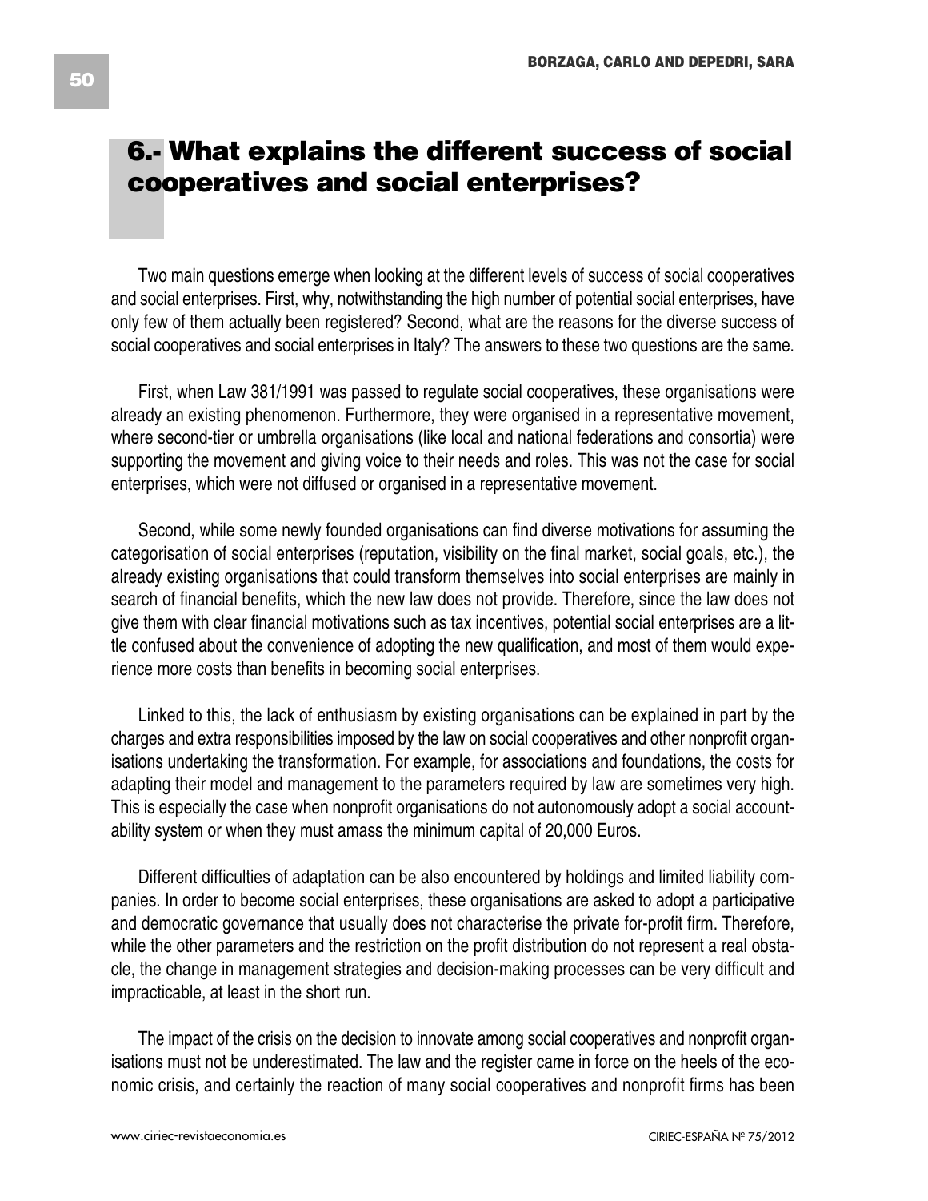## 6.- What explains the different success of social cooperatives and social enterprises?

Two main questions emerge when looking at the different levels of success of social cooperatives and social enterprises. First, why, notwithstanding the high number of potential social enterprises, have only few of them actually been registered? Second, what are the reasons for the diverse success of social cooperatives and social enterprises in Italy? The answers to these two questions are the same.

First, when Law 381/1991 was passed to regulate social cooperatives, these organisations were already an existing phenomenon. Furthermore, they were organised in a representative movement, where second-tier or umbrella organisations (like local and national federations and consortia) were supporting the movement and giving voice to their needs and roles. This was not the case for social enterprises, which were not diffused or organised in a representative movement.

Second, while some newly founded organisations can find diverse motivations for assuming the categorisation of social enterprises (reputation, visibility on the final market, social goals, etc.), the already existing organisations that could transform themselves into social enterprises are mainly in search of financial benefits, which the new law does not provide. Therefore, since the law does not give them with clear financial motivations such as tax incentives, potential social enterprises are a little confused about the convenience of adopting the new qualification, and most of them would experience more costs than benefits in becoming social enterprises.

Linked to this, the lack of enthusiasm by existing organisations can be explained in part by the charges and extra responsibilities imposed by the law on social cooperatives and other nonprofit organisations undertaking the transformation. For example, for associations and foundations, the costs for adapting their model and management to the parameters required by law are sometimes very high. This is especially the case when nonprofit organisations do not autonomously adopt a social accountability system or when they must amass the minimum capital of 20,000 Euros.

Different difficulties of adaptation can be also encountered by holdings and limited liability companies. In order to become social enterprises, these organisations are asked to adopt a participative and democratic governance that usually does not characterise the private for-profit firm. Therefore, while the other parameters and the restriction on the profit distribution do not represent a real obstacle, the change in management strategies and decision-making processes can be very difficult and impracticable, at least in the short run.

The impact of the crisis on the decision to innovate among social cooperatives and nonprofit organisations must not be underestimated. The law and the register came in force on the heels of the economic crisis, and certainly the reaction of many social cooperatives and nonprofit firms has been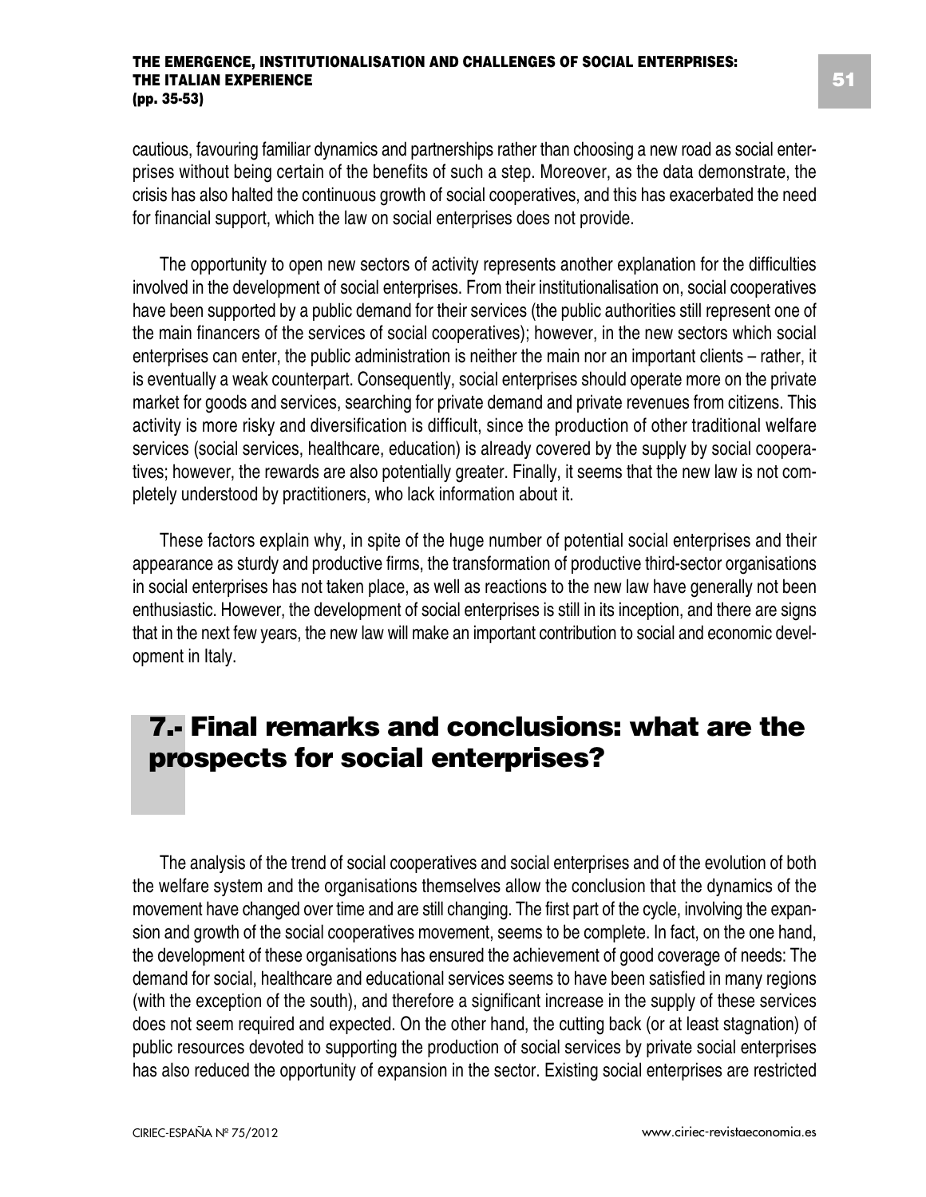cautious, favouring familiar dynamics and partnerships rather than choosing a new road as social enterprises without being certain of the benefits of such a step. Moreover, as the data demonstrate, the crisis has also halted the continuous growth of social cooperatives, and this has exacerbated the need for financial support, which the law on social enterprises does not provide.

The opportunity to open new sectors of activity represents another explanation for the difficulties involved in the development of social enterprises. From their institutionalisation on, social cooperatives have been supported by a public demand for their services (the public authorities still represent one of the main financers of the services of social cooperatives); however, in the new sectors which social enterprises can enter, the public administration is neither the main nor an important clients – rather, it is eventually a weak counterpart. Consequently, social enterprises should operate more on the private market for goods and services, searching for private demand and private revenues from citizens. This activity is more risky and diversification is difficult, since the production of other traditional welfare services (social services, healthcare, education) is already covered by the supply by social cooperatives; however, the rewards are also potentially greater. Finally, it seems that the new law is not completely understood by practitioners, who lack information about it.

These factors explain why, in spite of the huge number of potential social enterprises and their appearance as sturdy and productive firms, the transformation of productive third-sector organisations in social enterprises has not taken place, as well as reactions to the new law have generally not been enthusiastic. However, the development of social enterprises is still in its inception, and there are signs that in the next few years, the new law will make an important contribution to social and economic development in Italy.

## 7.- Final remarks and conclusions: what are the prospects for social enterprises?

The analysis of the trend of social cooperatives and social enterprises and of the evolution of both the welfare system and the organisations themselves allow the conclusion that the dynamics of the movement have changed over time and are still changing. The first part of the cycle, involving the expansion and growth of the social cooperatives movement, seems to be complete. In fact, on the one hand, the development of these organisations has ensured the achievement of good coverage of needs: The demand for social, healthcare and educational services seems to have been satisfied in many regions (with the exception of the south), and therefore a significant increase in the supply of these services does not seem required and expected. On the other hand, the cutting back (or at least stagnation) of public resources devoted to supporting the production of social services by private social enterprises has also reduced the opportunity of expansion in the sector. Existing social enterprises are restricted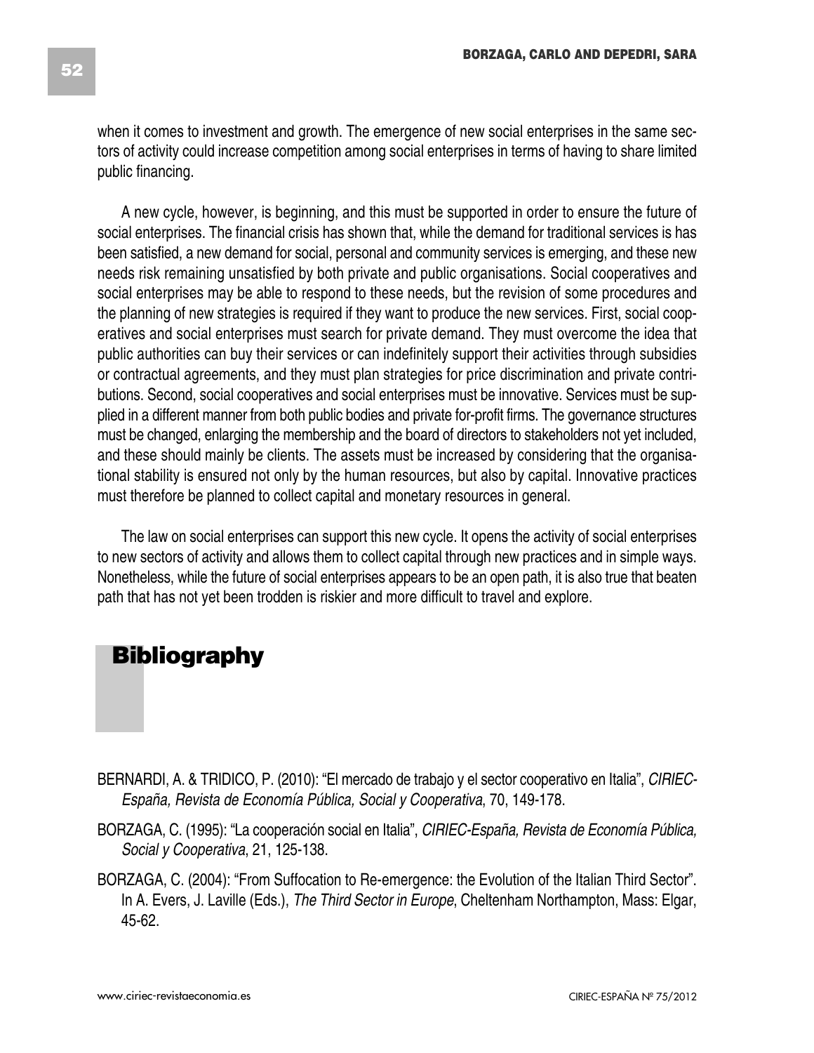when it comes to investment and growth. The emergence of new social enterprises in the same sectors of activity could increase competition among social enterprises in terms of having to share limited public financing.

A new cycle, however, is beginning, and this must be supported in order to ensure the future of social enterprises. The financial crisis has shown that, while the demand for traditional services is has been satisfied, a new demand for social, personal and community services is emerging, and these new needs risk remaining unsatisfied by both private and public organisations. Social cooperatives and social enterprises may be able to respond to these needs, but the revision of some procedures and the planning of new strategies is required if they want to produce the new services. First, social cooperatives and social enterprises must search for private demand. They must overcome the idea that public authorities can buy their services or can indefinitely support their activities through subsidies or contractual agreements, and they must plan strategies for price discrimination and private contributions. Second, social cooperatives and social enterprises must be innovative. Services must be supplied in a different manner from both public bodies and private for-profit firms. The governance structures must be changed, enlarging the membership and the board of directors to stakeholders not yet included, and these should mainly be clients. The assets must be increased by considering that the organisational stability is ensured not only by the human resources, but also by capital. Innovative practices must therefore be planned to collect capital and monetary resources in general.

The law on social enterprises can support this new cycle. It opens the activity of social enterprises to new sectors of activity and allows them to collect capital through new practices and in simple ways. Nonetheless, while the future of social enterprises appears to be an open path, it is also true that beaten path that has not yet been trodden is riskier and more difficult to travel and explore.

# Bibliography

BERNARDI, A. & TRIDICO, P. (2010): "El mercado de trabajo y el sector cooperativo en Italia", *CIRIEC-España, Revista de Economía Pública, Social y Cooperativa*, 70, 149-178.

BORZAGA, C. (1995): "La cooperación social en Italia", *CIRIEC-España, Revista de Economía Pública, Social y Cooperativa*, 21, 125-138.

BORZAGA, C. (2004): "From Suffocation to Re-emergence: the Evolution of the Italian Third Sector". In A. Evers, J. Laville (Eds.), *The Third Sector in Europe*, Cheltenham Northampton, Mass: Elgar, 45-62.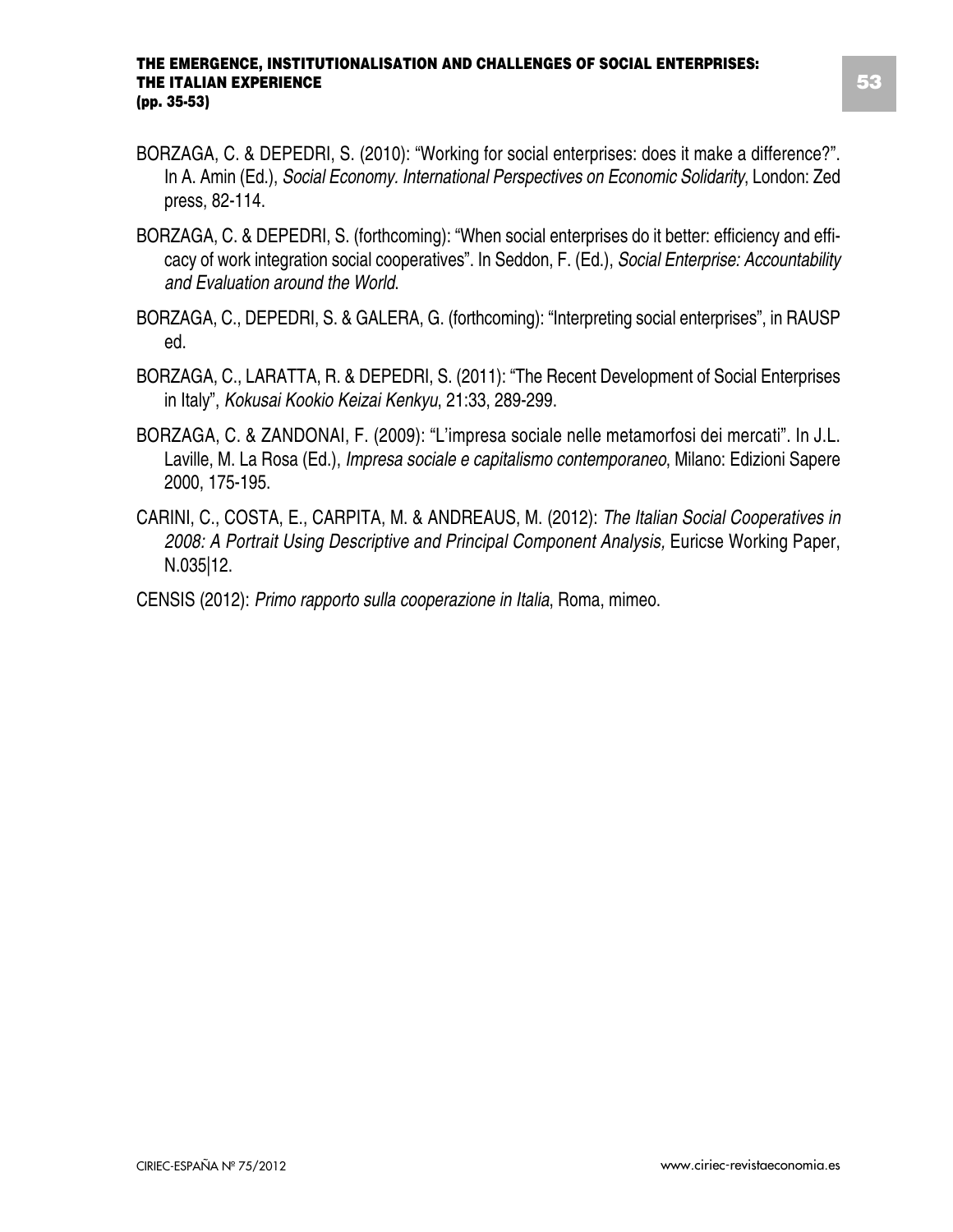BORZAGA, C. & DEPEDRI, S. (2010): "Working for social enterprises: does it make a difference?". In A. Amin (Ed.), *Social Economy. International Perspectives on Economic Solidarity*, London: Zed press, 82-114.

BORZAGA, C. & DEPEDRI, S. (forthcoming): "When social enterprises do it better: efficiency and efficacy of work integration social cooperatives". In Seddon, F. (Ed.), *Social Enterprise: Accountability and Evaluation around the World*.

BORZAGA, C., DEPEDRI, S. & GALERA, G. (forthcoming): "Interpreting social enterprises", in RAUSP ed.

BORZAGA, C., LARATTA, R. & DEPEDRI, S. (2011): "The Recent Development of Social Enterprises in Italy", *Kokusai Kookio Keizai Kenkyu*, 21:33, 289-299.

BORZAGA, C. & ZANDONAI, F. (2009): "L'impresa sociale nelle metamorfosi dei mercati". In J.L. Laville, M. La Rosa (Ed.), *Impresa sociale e capitalismo contemporaneo*, Milano: Edizioni Sapere 2000, 175-195.

CARINI, C., COSTA, E., CARPITA, M. & ANDREAUS, M. (2012): *The Italian Social Cooperatives in 2008: A Portrait Using Descriptive and Principal Component Analysis,* Euricse Working Paper, N.035|12.

CENSIS (2012): *Primo rapporto sulla cooperazione in Italia*, Roma, mimeo.